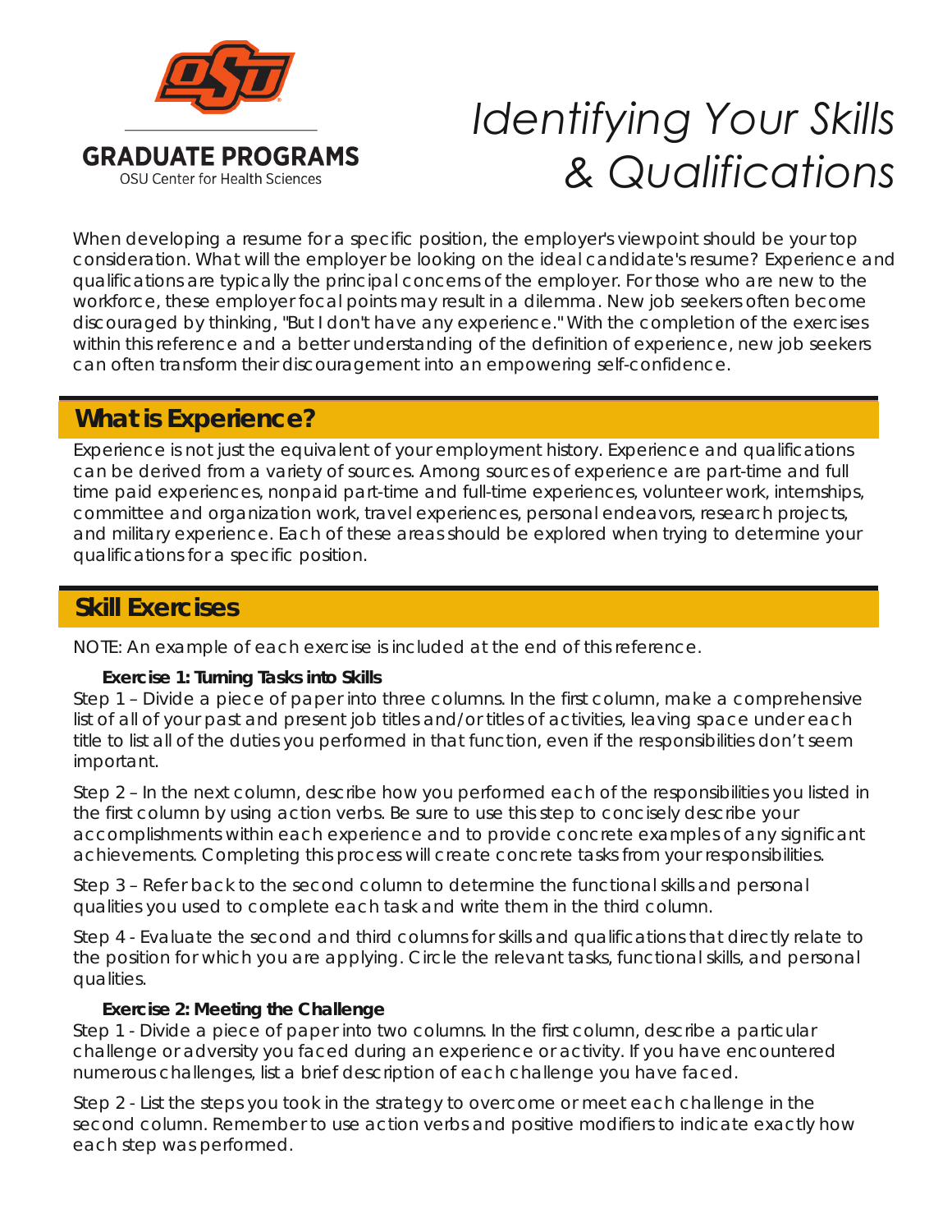GRADUATE PROGRAMS

OSU Center for Health Sciences

# *Identifying Your Skills & Qualifications*

When developing a resume for a specific position, the employer's viewpoint should be your top consideration. What will the employer be looking on the ideal candidate's resume? Experience and qualifications are typically the principal concerns of the employer. For those who are new to the workforce, these employer focal points may result in a dilemma. New job seekers often become discouraged by thinking, "But I don't have any experience." With the completion of the exercises within this reference and a better understanding of the definition of experience, new job seekers can often transform their discouragement into an empowering self-confidence.

## What is Experience?

Experience is not just the equivalent of your employment history. Experience and qualifications can be derived from a variety of sources. Among sources of experience are part-time and full time paid experiences, nonpaid part-time and full-time experiences, volunteer work, internships, committee and organization work, travel experiences, personal endeavors, research projects, and military experience. Each of these areas should be explored when trying to determine your qualifications for a specific position.

## Skill Exercises

NOTE: An example of each exercise is included at the end of this reference.

### Exercise 1: Turning Tasks into Skills

Step 1 – Divide a piece of paper into three columns. In the first column, make a comprehensive list of all of your past and present job titles and/or titles of activities, leaving space under each title to list all of the duties you performed in that function, even if the responsibilities don't seem important.

Step 2 – In the next column, describe how you performed each of the responsibilities you listed in the first column by using action verbs. Be sure to use this step to concisely describe your accomplishments within each experience and to provide concrete examples of any significant achievements. Completing this process will create concrete tasks from your responsibilities.

Step 3 – Refer back to the second column to determine the functional skills and personal qualities you used to complete each task and write them in the third column.

Step 4 - Evaluate the second and third columns for skills and qualifications that directly relate to the position for which you are applying. Circle the relevant tasks, functional skills, and personal qualities.

### Exercise 2: Meeting the Challenge

Step 1 - Divide a piece of paper into two columns. In the first column, describe a particular challenge or adversity you faced during an experience or activity. If you have encountered numerous challenges, list a brief description of each challenge you have faced.

Step 2 - List the steps you took in the strategy to overcome or meet each challenge in the second column. Remember to use action verbs and positive modifiers to indicate exactly how each step was performed.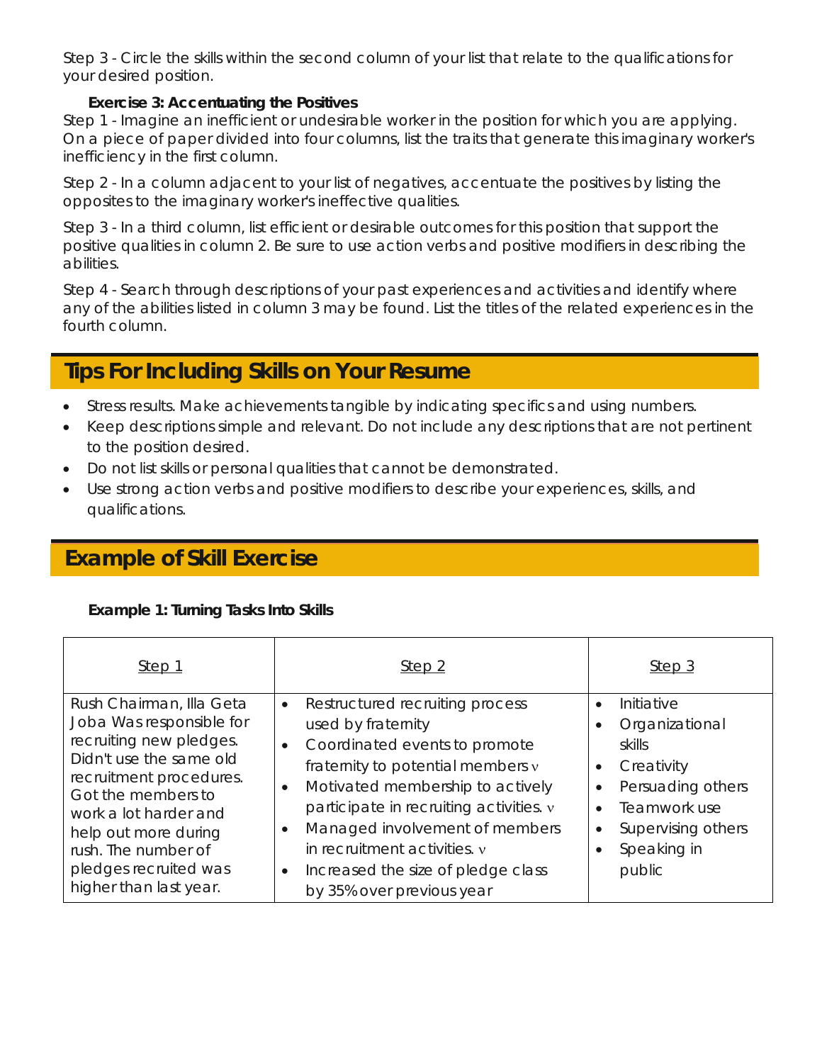Step 3 - Circle the skills within the second column of your list that relate to the qualifications for your desired position.

**Exercise 3: Accentuating the Positives**

Step 1 - Imagine an inefficient or undesirable worker in the position for which you are applying. On a piece of paper divided into four columns, list the traits that generate this imaginary worker's inefficiency in the first column.

Step 2 - In a column adjacent to your list of negatives, accentuate the positives by listing the opposites to the imaginary worker's ineffective qualities.

Step 3 - In a third column, list efficient or desirable outcomes for this position that support the positive qualities in column 2. Be sure to use action verbs and positive modifiers in describing the abilities.

Step 4 - Search through descriptions of your past experiences and activities and identify where any of the abilities listed in column 3 may be found. List the titles of the related experiences in the fourth column.

## Tips For Including Skills on Your Resume

- Stress results. Make achievements tangible by indicating specifics and using numbers.
- Keep descriptions simple and relevant. Do not include any descriptions that are not pertinent to the position desired.
- Do not list skills or personal qualities that cannot be demonstrated.
- Use strong action verbs and positive modifiers to describe your experiences, skills, and qualifications.

## Example of Skill Exercise

**Example 1: Turning Tasks Into Skills**

| Step 1 | Step 2 | Step 3 |
|---|---|---|
| Rush Chairman, Illa Geta Joba Was responsible for recruiting new pledges. Didn't use the same old recruitment procedures. Got the members to work a lot harder and help out more during rush. The number of pledges recruited was higher than last year. | • Restructured recruiting process used by fraternity<br>• Coordinated events to promote fraternity to potential members √<br>• Motivated membership to actively participate in recruiting activities. √<br>• Managed involvement of members in recruitment activities. √<br>• Increased the size of pledge class by 35% over previous year | • Initiative<br>• Organizational skills<br>• Creativity<br>• Persuading others<br>• Teamwork use<br>• Supervising others<br>• Speaking in public |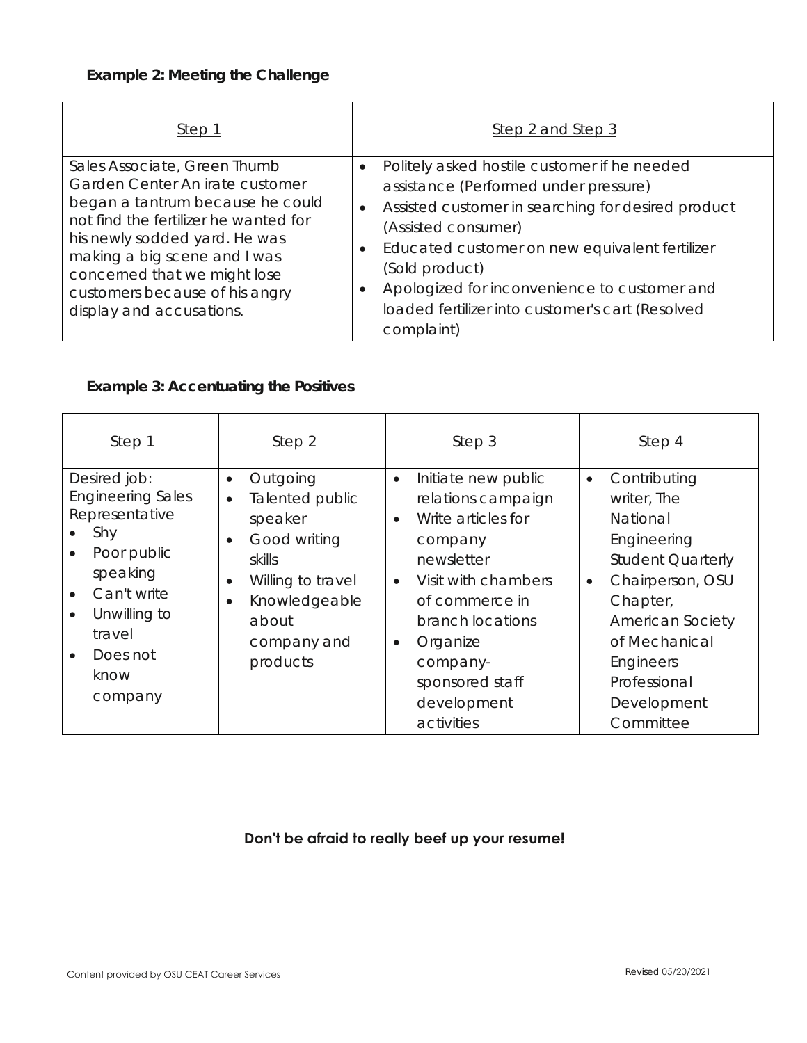**Example 2: Meeting the Challenge**

| Step 1 | Step 2 and Step 3 |
|---|---|
| Sales Associate, Green Thumb Garden Center An irate customer began a tantrum because he could not find the fertilizer he wanted for his newly sodded yard. He was making a big scene and I was concerned that we might lose customers because of his angry display and accusations. | • Politely asked hostile customer if he needed assistance (Performed under pressure)<br>• Assisted customer in searching for desired product (Assisted consumer)<br>• Educated customer on new equivalent fertilizer (Sold product)<br>• Apologized for inconvenience to customer and loaded fertilizer into customer's cart (Resolved complaint) |

**Example 3: Accentuating the Positives**

| Step 1 | Step 2 | Step 3 | Step 4 |
|---|---|---|---|
| Desired job: Engineering Sales Representative<br>• Shy<br>• Poor public speaking<br>• Can't write<br>• Unwilling to travel<br>• Does not know company | • Outgoing<br>• Talented public speaker<br>• Good writing skills<br>• Willing to travel<br>• Knowledgeable about company and products | • Initiate new public relations campaign<br>• Write articles for company newsletter<br>• Visit with chambers of commerce in branch locations<br>• Organize company-sponsored staff development activities | • Contributing writer, The National Engineering Student Quarterly<br>• Chairperson, OSU Chapter, American Society of Mechanical Engineers Professional Development Committee |

**Don't be afraid to really beef up your resume!**

Content provided by OSU CEAT Career Services

Revised 05/20/2021